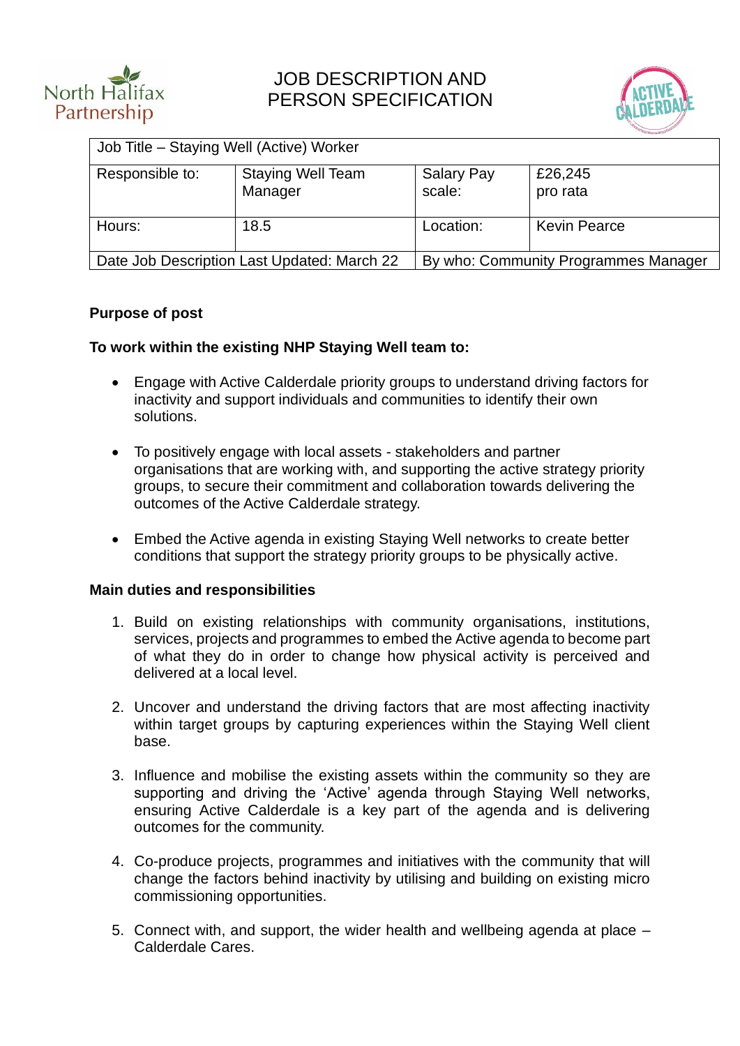# JOB DESCRIPTION AND PERSON SPECIFICATION

| Job Title – Staying Well (Active) Worker | | | |
|---|---|---|---|
| Responsible to: | Staying Well Team Manager | Salary Pay scale: | £26,245 pro rata |
| Hours: | 18.5 | Location: | Kevin Pearce |
| Date Job Description Last Updated: March 22 | | By who: Community Programmes Manager | |

**Purpose of post**

**To work within the existing NHP Staying Well team to:**

- Engage with Active Calderdale priority groups to understand driving factors for inactivity and support individuals and communities to identify their own solutions.
- To positively engage with local assets - stakeholders and partner organisations that are working with, and supporting the active strategy priority groups, to secure their commitment and collaboration towards delivering the outcomes of the Active Calderdale strategy.
- Embed the Active agenda in existing Staying Well networks to create better conditions that support the strategy priority groups to be physically active.

**Main duties and responsibilities**

1. Build on existing relationships with community organisations, institutions, services, projects and programmes to embed the Active agenda to become part of what they do in order to change how physical activity is perceived and delivered at a local level.
2. Uncover and understand the driving factors that are most affecting inactivity within target groups by capturing experiences within the Staying Well client base.
3. Influence and mobilise the existing assets within the community so they are supporting and driving the 'Active' agenda through Staying Well networks, ensuring Active Calderdale is a key part of the agenda and is delivering outcomes for the community.
4. Co-produce projects, programmes and initiatives with the community that will change the factors behind inactivity by utilising and building on existing micro commissioning opportunities.
5. Connect with, and support, the wider health and wellbeing agenda at place – Calderdale Cares.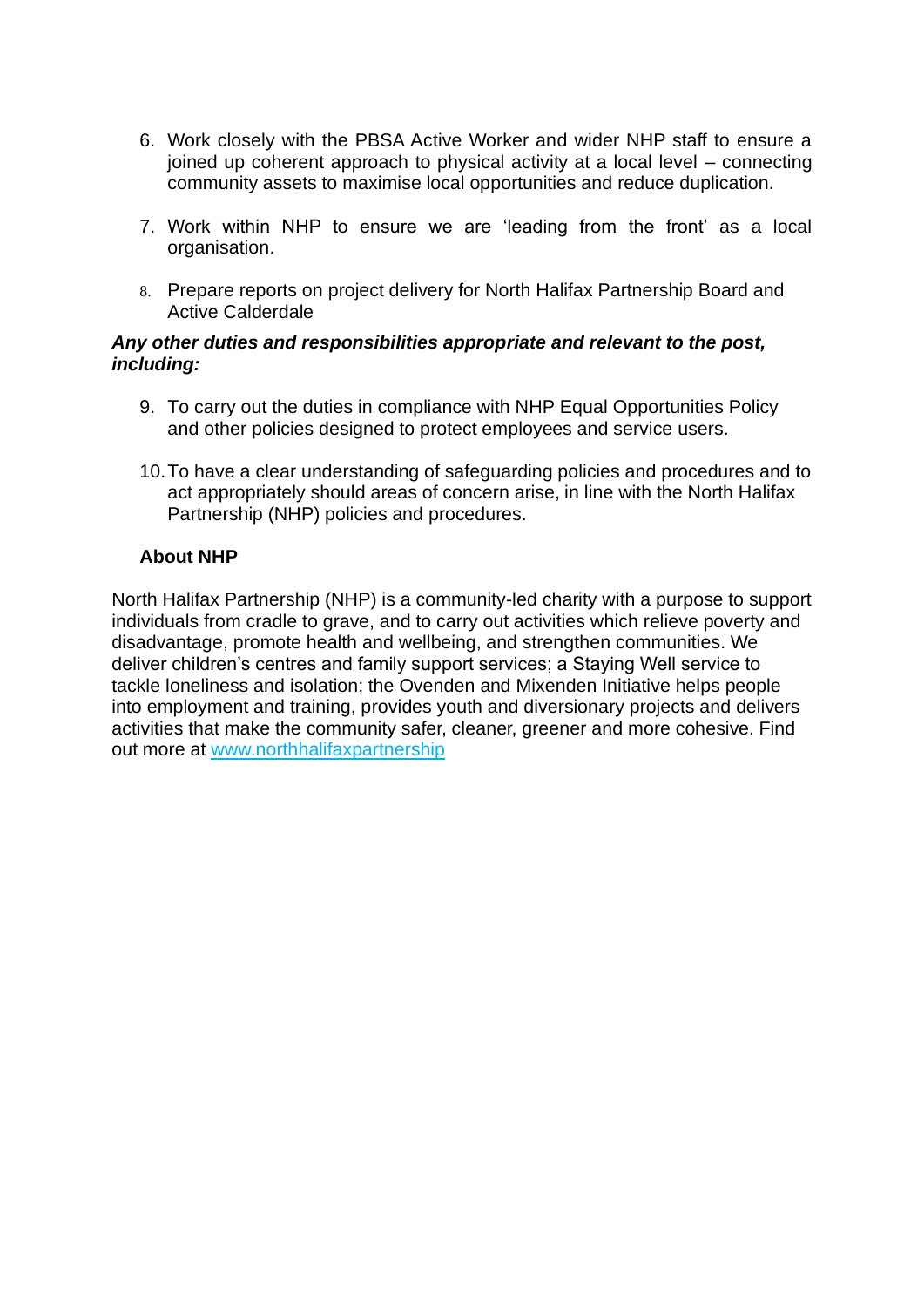6. Work closely with the PBSA Active Worker and wider NHP staff to ensure a joined up coherent approach to physical activity at a local level – connecting community assets to maximise local opportunities and reduce duplication.

7. Work within NHP to ensure we are 'leading from the front' as a local organisation.

8. Prepare reports on project delivery for North Halifax Partnership Board and Active Calderdale

***Any other duties and responsibilities appropriate and relevant to the post, including:***

9. To carry out the duties in compliance with NHP Equal Opportunities Policy and other policies designed to protect employees and service users.

10. To have a clear understanding of safeguarding policies and procedures and to act appropriately should areas of concern arise, in line with the North Halifax Partnership (NHP) policies and procedures.

**About NHP**

North Halifax Partnership (NHP) is a community-led charity with a purpose to support individuals from cradle to grave, and to carry out activities which relieve poverty and disadvantage, promote health and wellbeing, and strengthen communities. We deliver children's centres and family support services; a Staying Well service to tackle loneliness and isolation; the Ovenden and Mixenden Initiative helps people into employment and training, provides youth and diversionary projects and delivers activities that make the community safer, cleaner, greener and more cohesive. Find out more at [www.northhalifaxpartnership](www.northhalifaxpartnership)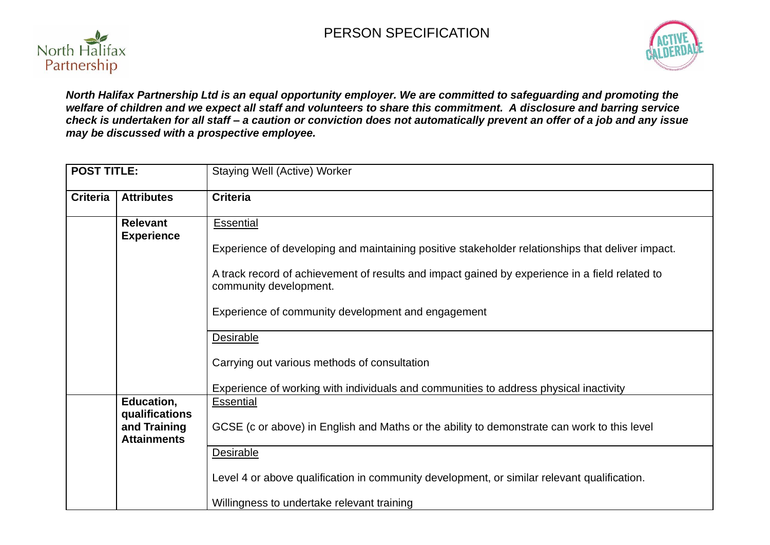# PERSON SPECIFICATION

***North Halifax Partnership Ltd is an equal opportunity employer. We are committed to safeguarding and promoting the welfare of children and we expect all staff and volunteers to share this commitment. A disclosure and barring service check is undertaken for all staff – a caution or conviction does not automatically prevent an offer of a job and any issue may be discussed with a prospective employee.***

| **POST TITLE:** | | Staying Well (Active) Worker |
|---|---|---|
| **Criteria** | **Attributes** | **Criteria** |
| | **Relevant Experience** | Essential<br><br>Experience of developing and maintaining positive stakeholder relationships that deliver impact.<br><br>A track record of achievement of results and impact gained by experience in a field related to community development.<br><br>Experience of community development and engagement |
| | | Desirable<br><br>Carrying out various methods of consultation<br><br>Experience of working with individuals and communities to address physical inactivity |
| | **Education, qualifications and Training Attainments** | Essential<br><br>GCSE (c or above) in English and Maths or the ability to demonstrate can work to this level |
| | | Desirable<br><br>Level 4 or above qualification in community development, or similar relevant qualification.<br><br>Willingness to undertake relevant training |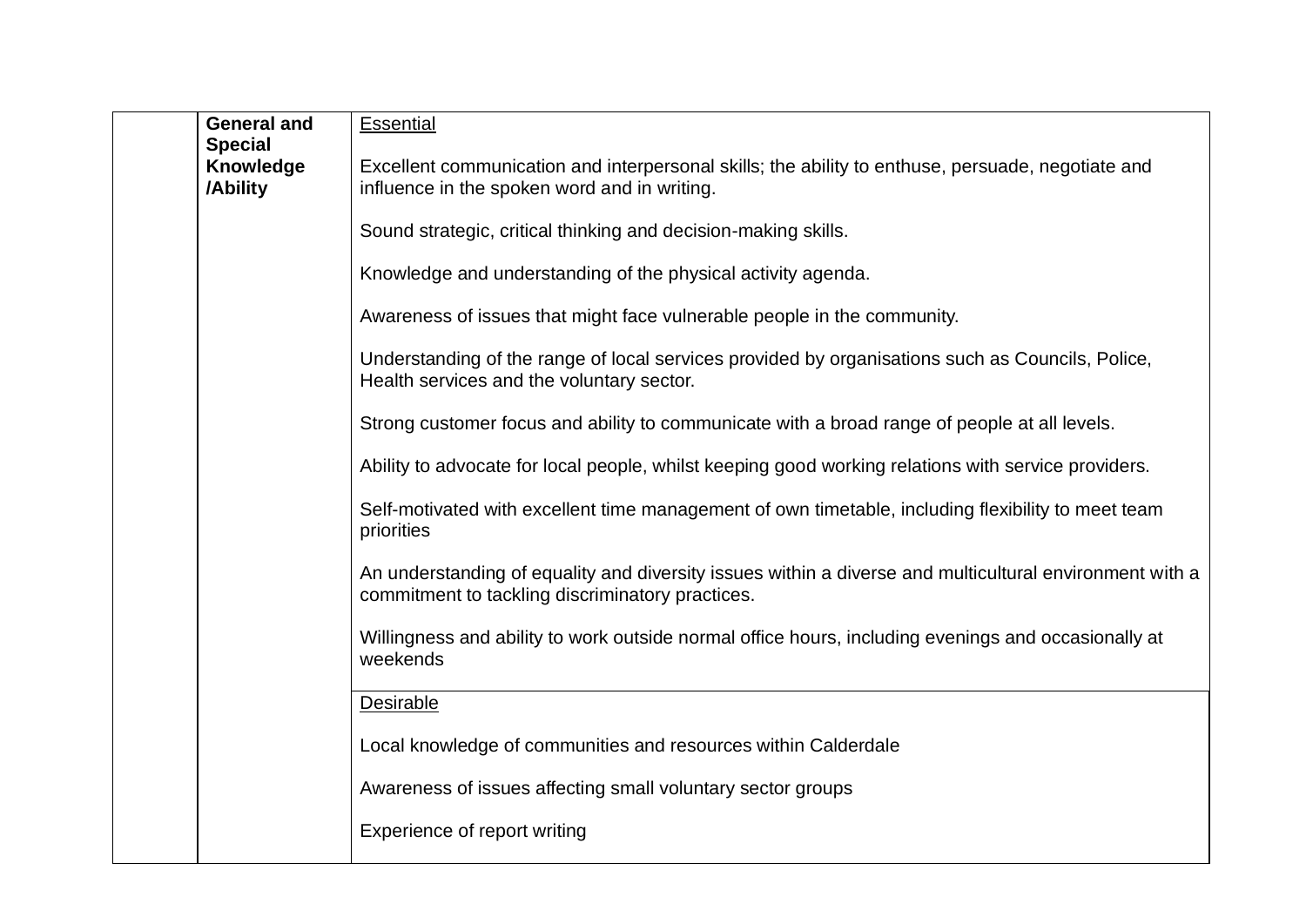| | | |
|---|---|---|
| | **General and Special Knowledge /Ability** | Essential<br><br>Excellent communication and interpersonal skills; the ability to enthuse, persuade, negotiate and influence in the spoken word and in writing.<br><br>Sound strategic, critical thinking and decision-making skills.<br><br>Knowledge and understanding of the physical activity agenda.<br><br>Awareness of issues that might face vulnerable people in the community.<br><br>Understanding of the range of local services provided by organisations such as Councils, Police, Health services and the voluntary sector.<br><br>Strong customer focus and ability to communicate with a broad range of people at all levels.<br><br>Ability to advocate for local people, whilst keeping good working relations with service providers.<br><br>Self-motivated with excellent time management of own timetable, including flexibility to meet team priorities<br><br>An understanding of equality and diversity issues within a diverse and multicultural environment with a commitment to tackling discriminatory practices.<br><br>Willingness and ability to work outside normal office hours, including evenings and occasionally at weekends |
| | | Desirable<br><br>Local knowledge of communities and resources within Calderdale<br><br>Awareness of issues affecting small voluntary sector groups<br><br>Experience of report writing |